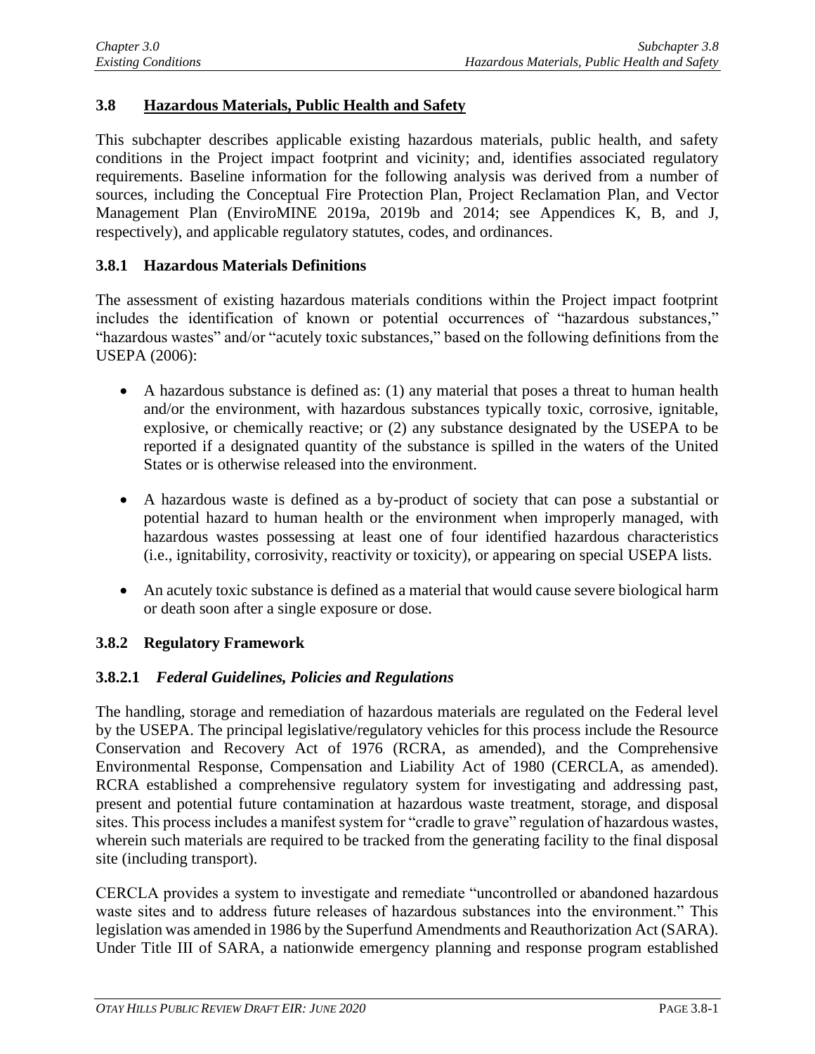## 3.8 Hazardous Materials, Public Health and Safety

This subchapter describes applicable existing hazardous materials, public health, and safety conditions in the Project impact footprint and vicinity; and, identifies associated regulatory requirements. Baseline information for the following analysis was derived from a number of sources, including the Conceptual Fire Protection Plan, Project Reclamation Plan, and Vector Management Plan (EnviroMINE 2019a, 2019b and 2014; see Appendices K, B, and J, respectively), and applicable regulatory statutes, codes, and ordinances.

### 3.8.1 Hazardous Materials Definitions

The assessment of existing hazardous materials conditions within the Project impact footprint includes the identification of known or potential occurrences of "hazardous substances," "hazardous wastes" and/or "acutely toxic substances," based on the following definitions from the USEPA (2006):

- A hazardous substance is defined as: (1) any material that poses a threat to human health and/or the environment, with hazardous substances typically toxic, corrosive, ignitable, explosive, or chemically reactive; or (2) any substance designated by the USEPA to be reported if a designated quantity of the substance is spilled in the waters of the United States or is otherwise released into the environment.
- A hazardous waste is defined as a by-product of society that can pose a substantial or potential hazard to human health or the environment when improperly managed, with hazardous wastes possessing at least one of four identified hazardous characteristics (i.e., ignitability, corrosivity, reactivity or toxicity), or appearing on special USEPA lists.
- An acutely toxic substance is defined as a material that would cause severe biological harm or death soon after a single exposure or dose.

### 3.8.2 Regulatory Framework

#### 3.8.2.1 *Federal Guidelines, Policies and Regulations*

The handling, storage and remediation of hazardous materials are regulated on the Federal level by the USEPA. The principal legislative/regulatory vehicles for this process include the Resource Conservation and Recovery Act of 1976 (RCRA, as amended), and the Comprehensive Environmental Response, Compensation and Liability Act of 1980 (CERCLA, as amended). RCRA established a comprehensive regulatory system for investigating and addressing past, present and potential future contamination at hazardous waste treatment, storage, and disposal sites. This process includes a manifest system for "cradle to grave" regulation of hazardous wastes, wherein such materials are required to be tracked from the generating facility to the final disposal site (including transport).

CERCLA provides a system to investigate and remediate "uncontrolled or abandoned hazardous waste sites and to address future releases of hazardous substances into the environment." This legislation was amended in 1986 by the Superfund Amendments and Reauthorization Act (SARA). Under Title III of SARA, a nationwide emergency planning and response program established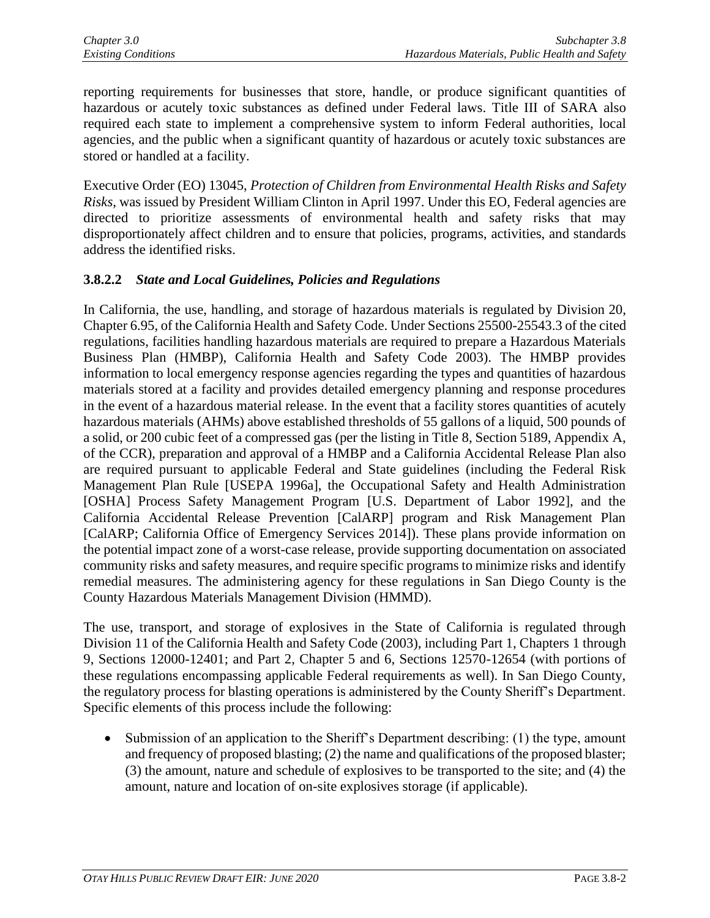reporting requirements for businesses that store, handle, or produce significant quantities of hazardous or acutely toxic substances as defined under Federal laws. Title III of SARA also required each state to implement a comprehensive system to inform Federal authorities, local agencies, and the public when a significant quantity of hazardous or acutely toxic substances are stored or handled at a facility.

Executive Order (EO) 13045, *Protection of Children from Environmental Health Risks and Safety Risks*, was issued by President William Clinton in April 1997. Under this EO, Federal agencies are directed to prioritize assessments of environmental health and safety risks that may disproportionately affect children and to ensure that policies, programs, activities, and standards address the identified risks.

### 3.8.2.2 *State and Local Guidelines, Policies and Regulations*

In California, the use, handling, and storage of hazardous materials is regulated by Division 20, Chapter 6.95, of the California Health and Safety Code. Under Sections 25500-25543.3 of the cited regulations, facilities handling hazardous materials are required to prepare a Hazardous Materials Business Plan (HMBP), California Health and Safety Code 2003). The HMBP provides information to local emergency response agencies regarding the types and quantities of hazardous materials stored at a facility and provides detailed emergency planning and response procedures in the event of a hazardous material release. In the event that a facility stores quantities of acutely hazardous materials (AHMs) above established thresholds of 55 gallons of a liquid, 500 pounds of a solid, or 200 cubic feet of a compressed gas (per the listing in Title 8, Section 5189, Appendix A, of the CCR), preparation and approval of a HMBP and a California Accidental Release Plan also are required pursuant to applicable Federal and State guidelines (including the Federal Risk Management Plan Rule [USEPA 1996a], the Occupational Safety and Health Administration [OSHA] Process Safety Management Program [U.S. Department of Labor 1992], and the California Accidental Release Prevention [CalARP] program and Risk Management Plan [CalARP; California Office of Emergency Services 2014]). These plans provide information on the potential impact zone of a worst-case release, provide supporting documentation on associated community risks and safety measures, and require specific programs to minimize risks and identify remedial measures. The administering agency for these regulations in San Diego County is the County Hazardous Materials Management Division (HMMD).

The use, transport, and storage of explosives in the State of California is regulated through Division 11 of the California Health and Safety Code (2003), including Part 1, Chapters 1 through 9, Sections 12000-12401; and Part 2, Chapter 5 and 6, Sections 12570-12654 (with portions of these regulations encompassing applicable Federal requirements as well). In San Diego County, the regulatory process for blasting operations is administered by the County Sheriff's Department. Specific elements of this process include the following:

- Submission of an application to the Sheriff's Department describing: (1) the type, amount and frequency of proposed blasting; (2) the name and qualifications of the proposed blaster; (3) the amount, nature and schedule of explosives to be transported to the site; and (4) the amount, nature and location of on-site explosives storage (if applicable).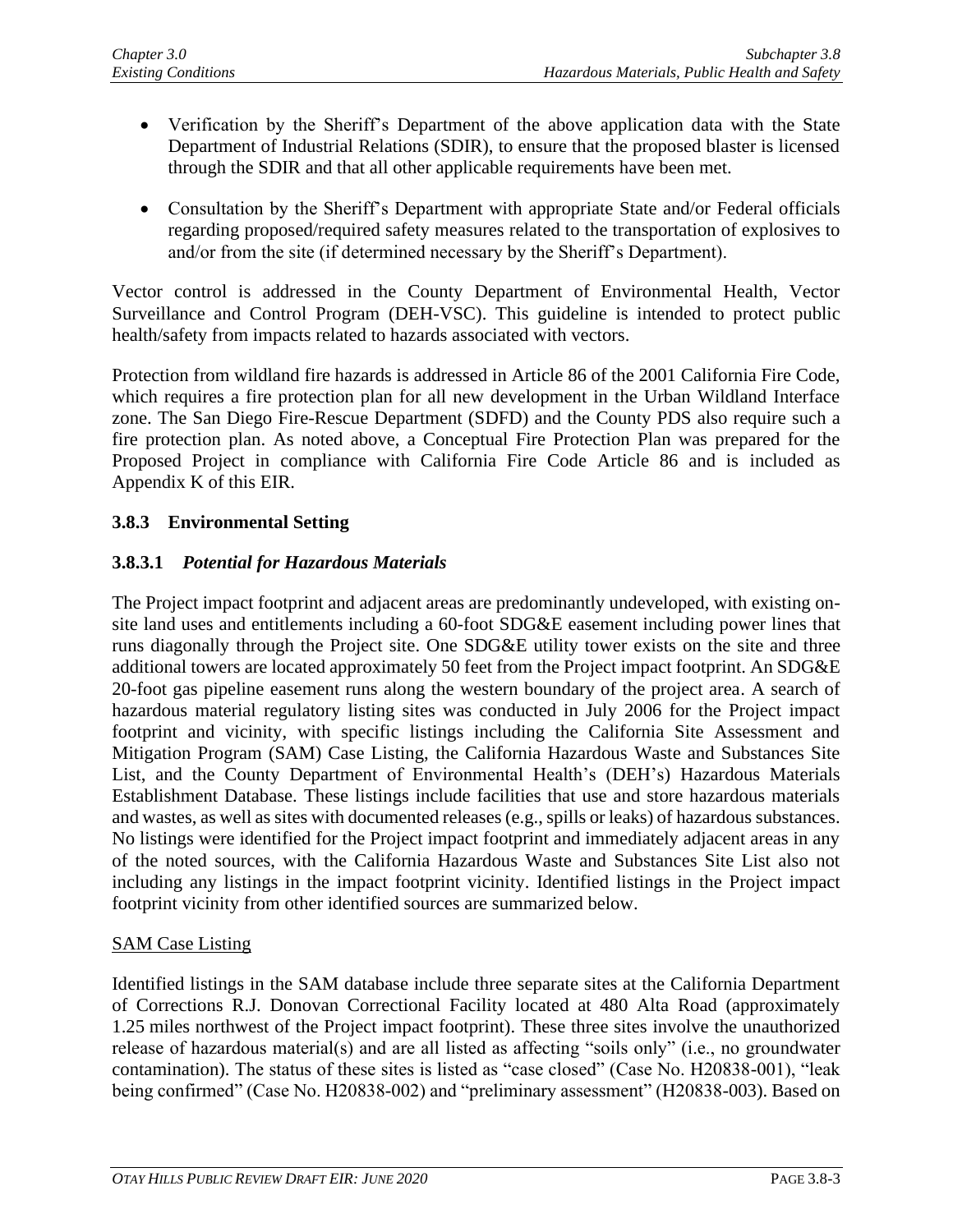- Verification by the Sheriff's Department of the above application data with the State Department of Industrial Relations (SDIR), to ensure that the proposed blaster is licensed through the SDIR and that all other applicable requirements have been met.

- Consultation by the Sheriff's Department with appropriate State and/or Federal officials regarding proposed/required safety measures related to the transportation of explosives to and/or from the site (if determined necessary by the Sheriff's Department).

Vector control is addressed in the County Department of Environmental Health, Vector Surveillance and Control Program (DEH-VSC). This guideline is intended to protect public health/safety from impacts related to hazards associated with vectors.

Protection from wildland fire hazards is addressed in Article 86 of the 2001 California Fire Code, which requires a fire protection plan for all new development in the Urban Wildland Interface zone. The San Diego Fire-Rescue Department (SDFD) and the County PDS also require such a fire protection plan. As noted above, a Conceptual Fire Protection Plan was prepared for the Proposed Project in compliance with California Fire Code Article 86 and is included as Appendix K of this EIR.

### 3.8.3 Environmental Setting

#### 3.8.3.1 *Potential for Hazardous Materials*

The Project impact footprint and adjacent areas are predominantly undeveloped, with existing on-site land uses and entitlements including a 60-foot SDG&E easement including power lines that runs diagonally through the Project site. One SDG&E utility tower exists on the site and three additional towers are located approximately 50 feet from the Project impact footprint. An SDG&E 20-foot gas pipeline easement runs along the western boundary of the project area. A search of hazardous material regulatory listing sites was conducted in July 2006 for the Project impact footprint and vicinity, with specific listings including the California Site Assessment and Mitigation Program (SAM) Case Listing, the California Hazardous Waste and Substances Site List, and the County Department of Environmental Health's (DEH's) Hazardous Materials Establishment Database. These listings include facilities that use and store hazardous materials and wastes, as well as sites with documented releases (e.g., spills or leaks) of hazardous substances. No listings were identified for the Project impact footprint and immediately adjacent areas in any of the noted sources, with the California Hazardous Waste and Substances Site List also not including any listings in the impact footprint vicinity. Identified listings in the Project impact footprint vicinity from other identified sources are summarized below.

<u>SAM Case Listing</u>

Identified listings in the SAM database include three separate sites at the California Department of Corrections R.J. Donovan Correctional Facility located at 480 Alta Road (approximately 1.25 miles northwest of the Project impact footprint). These three sites involve the unauthorized release of hazardous material(s) and are all listed as affecting "soils only" (i.e., no groundwater contamination). The status of these sites is listed as "case closed" (Case No. H20838-001), "leak being confirmed" (Case No. H20838-002) and "preliminary assessment" (H20838-003). Based on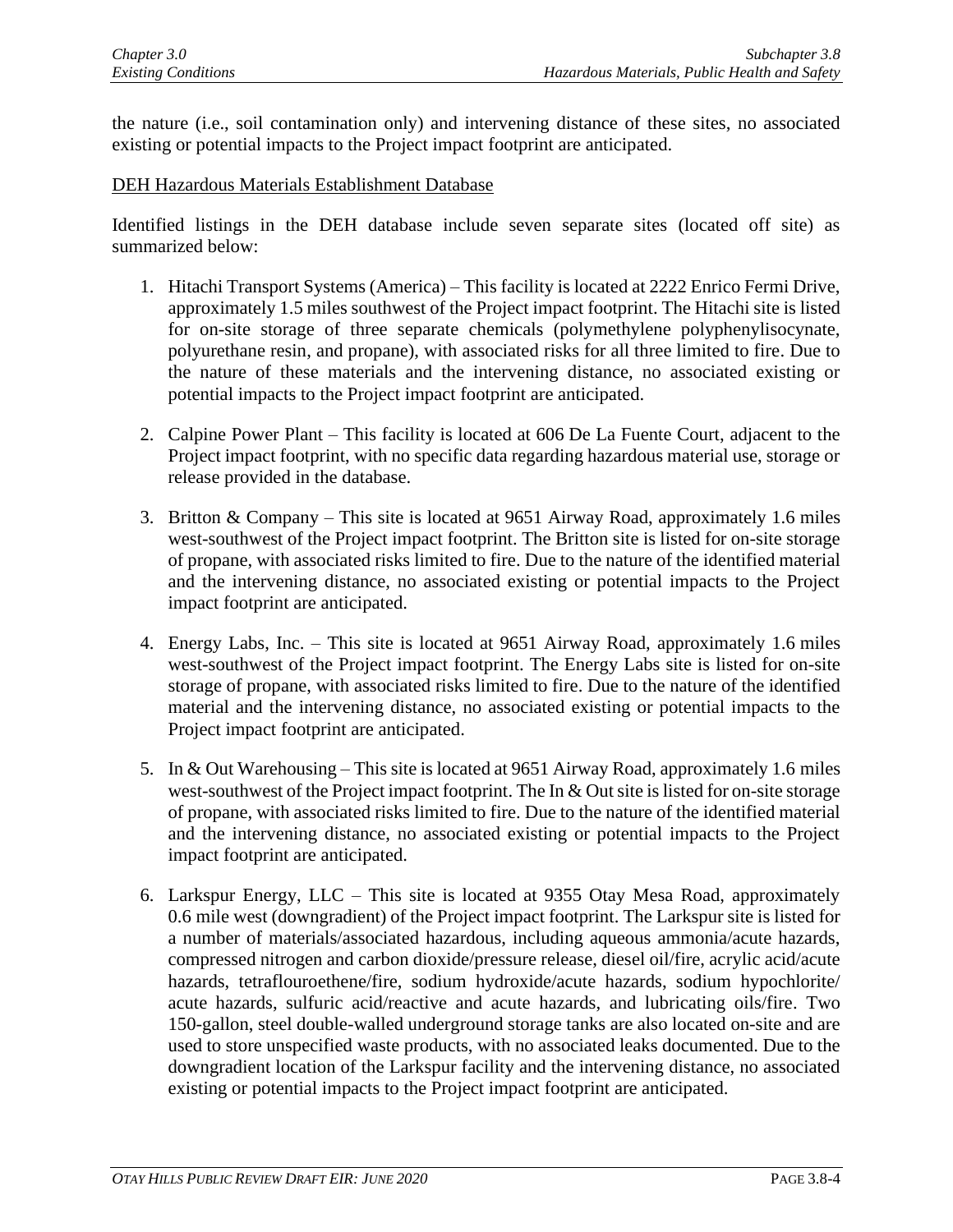the nature (i.e., soil contamination only) and intervening distance of these sites, no associated existing or potential impacts to the Project impact footprint are anticipated.

<u>DEH Hazardous Materials Establishment Database</u>

Identified listings in the DEH database include seven separate sites (located off site) as summarized below:

1. Hitachi Transport Systems (America) – This facility is located at 2222 Enrico Fermi Drive, approximately 1.5 miles southwest of the Project impact footprint. The Hitachi site is listed for on-site storage of three separate chemicals (polymethylene polyphenylisocynate, polyurethane resin, and propane), with associated risks for all three limited to fire. Due to the nature of these materials and the intervening distance, no associated existing or potential impacts to the Project impact footprint are anticipated.

2. Calpine Power Plant – This facility is located at 606 De La Fuente Court, adjacent to the Project impact footprint, with no specific data regarding hazardous material use, storage or release provided in the database.

3. Britton & Company – This site is located at 9651 Airway Road, approximately 1.6 miles west-southwest of the Project impact footprint. The Britton site is listed for on-site storage of propane, with associated risks limited to fire. Due to the nature of the identified material and the intervening distance, no associated existing or potential impacts to the Project impact footprint are anticipated.

4. Energy Labs, Inc. – This site is located at 9651 Airway Road, approximately 1.6 miles west-southwest of the Project impact footprint. The Energy Labs site is listed for on-site storage of propane, with associated risks limited to fire. Due to the nature of the identified material and the intervening distance, no associated existing or potential impacts to the Project impact footprint are anticipated.

5. In & Out Warehousing – This site is located at 9651 Airway Road, approximately 1.6 miles west-southwest of the Project impact footprint. The In & Out site is listed for on-site storage of propane, with associated risks limited to fire. Due to the nature of the identified material and the intervening distance, no associated existing or potential impacts to the Project impact footprint are anticipated.

6. Larkspur Energy, LLC – This site is located at 9355 Otay Mesa Road, approximately 0.6 mile west (downgradient) of the Project impact footprint. The Larkspur site is listed for a number of materials/associated hazardous, including aqueous ammonia/acute hazards, compressed nitrogen and carbon dioxide/pressure release, diesel oil/fire, acrylic acid/acute hazards, tetraflouroethene/fire, sodium hydroxide/acute hazards, sodium hypochlorite/ acute hazards, sulfuric acid/reactive and acute hazards, and lubricating oils/fire. Two 150-gallon, steel double-walled underground storage tanks are also located on-site and are used to store unspecified waste products, with no associated leaks documented. Due to the downgradient location of the Larkspur facility and the intervening distance, no associated existing or potential impacts to the Project impact footprint are anticipated.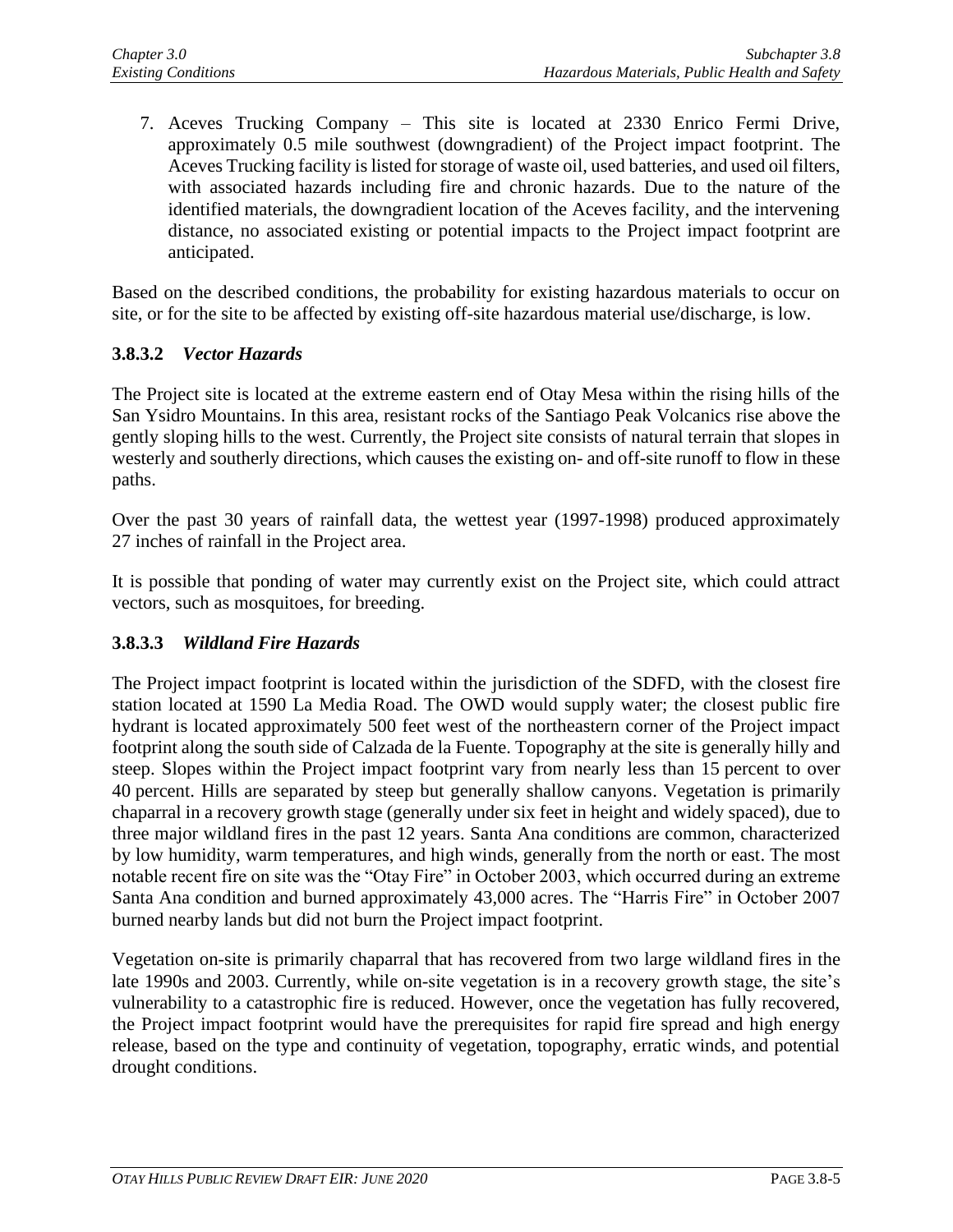7. Aceves Trucking Company – This site is located at 2330 Enrico Fermi Drive, approximately 0.5 mile southwest (downgradient) of the Project impact footprint. The Aceves Trucking facility is listed for storage of waste oil, used batteries, and used oil filters, with associated hazards including fire and chronic hazards. Due to the nature of the identified materials, the downgradient location of the Aceves facility, and the intervening distance, no associated existing or potential impacts to the Project impact footprint are anticipated.

Based on the described conditions, the probability for existing hazardous materials to occur on site, or for the site to be affected by existing off-site hazardous material use/discharge, is low.

### 3.8.3.2 *Vector Hazards*

The Project site is located at the extreme eastern end of Otay Mesa within the rising hills of the San Ysidro Mountains. In this area, resistant rocks of the Santiago Peak Volcanics rise above the gently sloping hills to the west. Currently, the Project site consists of natural terrain that slopes in westerly and southerly directions, which causes the existing on- and off-site runoff to flow in these paths.

Over the past 30 years of rainfall data, the wettest year (1997-1998) produced approximately 27 inches of rainfall in the Project area.

It is possible that ponding of water may currently exist on the Project site, which could attract vectors, such as mosquitoes, for breeding.

### 3.8.3.3 *Wildland Fire Hazards*

The Project impact footprint is located within the jurisdiction of the SDFD, with the closest fire station located at 1590 La Media Road. The OWD would supply water; the closest public fire hydrant is located approximately 500 feet west of the northeastern corner of the Project impact footprint along the south side of Calzada de la Fuente. Topography at the site is generally hilly and steep. Slopes within the Project impact footprint vary from nearly less than 15 percent to over 40 percent. Hills are separated by steep but generally shallow canyons. Vegetation is primarily chaparral in a recovery growth stage (generally under six feet in height and widely spaced), due to three major wildland fires in the past 12 years. Santa Ana conditions are common, characterized by low humidity, warm temperatures, and high winds, generally from the north or east. The most notable recent fire on site was the "Otay Fire" in October 2003, which occurred during an extreme Santa Ana condition and burned approximately 43,000 acres. The "Harris Fire" in October 2007 burned nearby lands but did not burn the Project impact footprint.

Vegetation on-site is primarily chaparral that has recovered from two large wildland fires in the late 1990s and 2003. Currently, while on-site vegetation is in a recovery growth stage, the site's vulnerability to a catastrophic fire is reduced. However, once the vegetation has fully recovered, the Project impact footprint would have the prerequisites for rapid fire spread and high energy release, based on the type and continuity of vegetation, topography, erratic winds, and potential drought conditions.